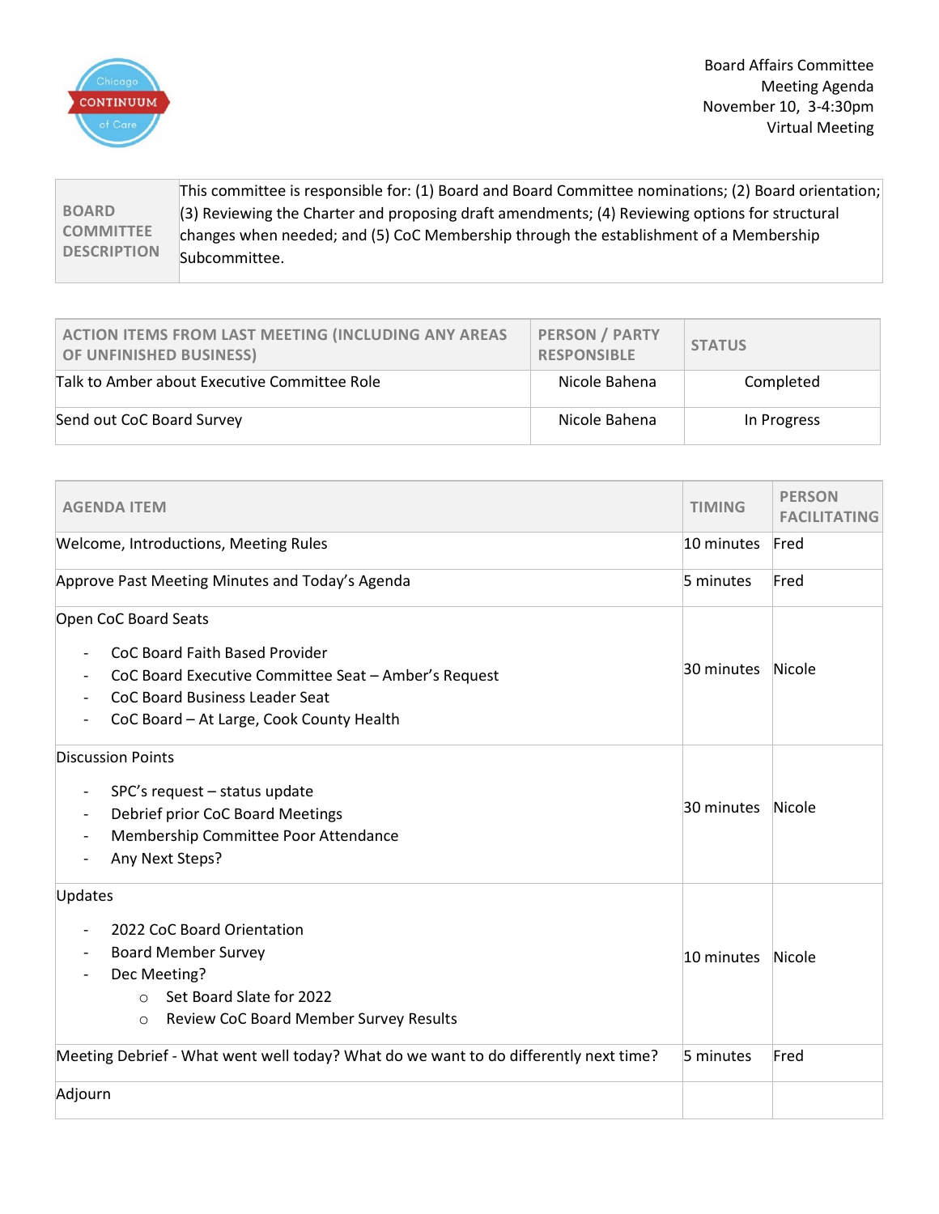Board Affairs Committee
Meeting Agenda
November 10, 3-4:30pm
Virtual Meeting

| BOARD COMMITTEE DESCRIPTION | This committee is responsible for: (1) Board and Board Committee nominations; (2) Board orientation; (3) Reviewing the Charter and proposing draft amendments; (4) Reviewing options for structural changes when needed; and (5) CoC Membership through the establishment of a Membership Subcommittee. |
|---|---|

| ACTION ITEMS FROM LAST MEETING (INCLUDING ANY AREAS OF UNFINISHED BUSINESS) | PERSON / PARTY RESPONSIBLE | STATUS |
|---|---|---|
| Talk to Amber about Executive Committee Role | Nicole Bahena | Completed |
| Send out CoC Board Survey | Nicole Bahena | In Progress |

| AGENDA ITEM | TIMING | PERSON FACILITATING |
|---|---|---|
| Welcome, Introductions, Meeting Rules | 10 minutes | Fred |
| Approve Past Meeting Minutes and Today's Agenda | 5 minutes | Fred |
| Open CoC Board Seats<br>- CoC Board Faith Based Provider<br>- CoC Board Executive Committee Seat – Amber's Request<br>- CoC Board Business Leader Seat<br>- CoC Board – At Large, Cook County Health | 30 minutes | Nicole |
| Discussion Points<br>- SPC's request – status update<br>- Debrief prior CoC Board Meetings<br>- Membership Committee Poor Attendance<br>- Any Next Steps? | 30 minutes | Nicole |
| Updates<br>- 2022 CoC Board Orientation<br>- Board Member Survey<br>- Dec Meeting?<br>  ○ Set Board Slate for 2022<br>  ○ Review CoC Board Member Survey Results | 10 minutes | Nicole |
| Meeting Debrief - What went well today? What do we want to do differently next time? | 5 minutes | Fred |
| Adjourn | | |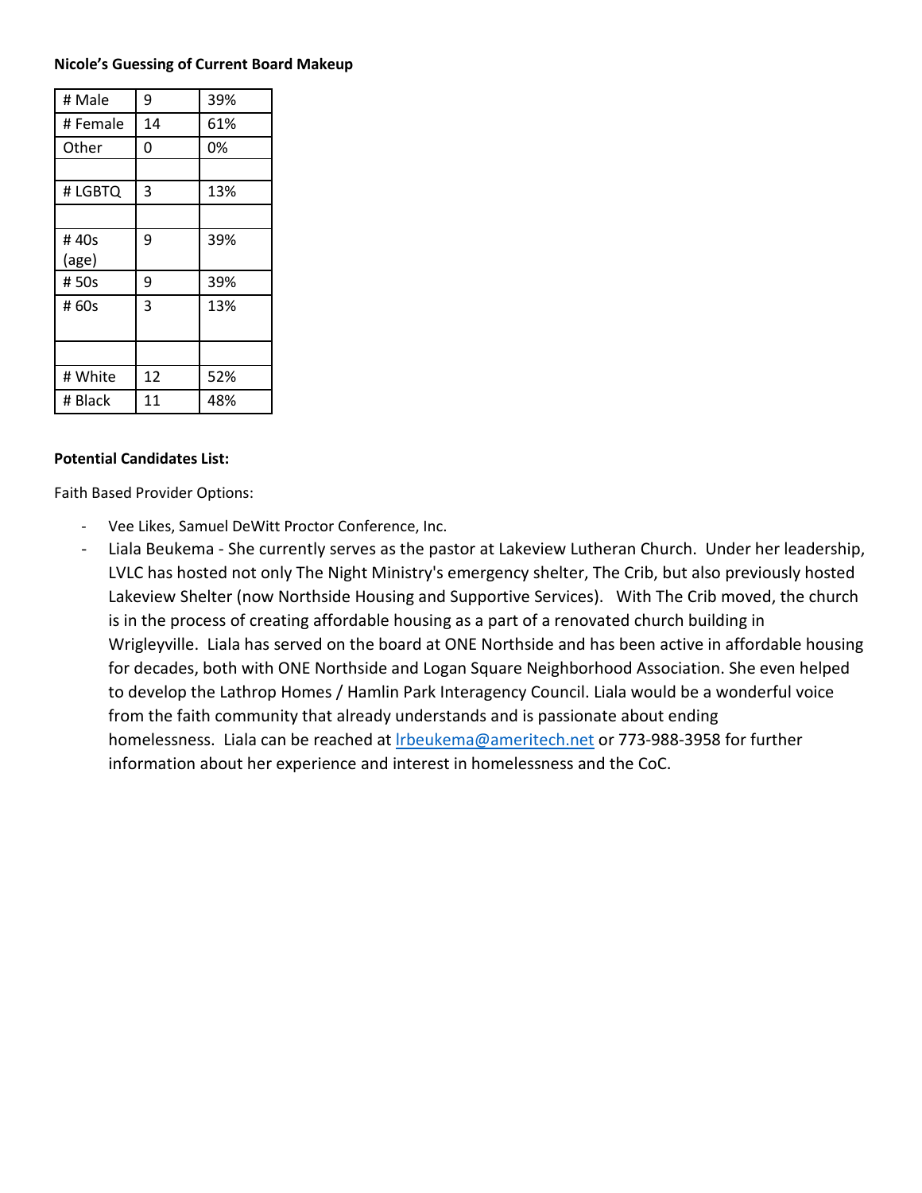**Nicole's Guessing of Current Board Makeup**

| | | |
|---|---|---|
| # Male | 9 | 39% |
| # Female | 14 | 61% |
| Other | 0 | 0% |
| | | |
| # LGBTQ | 3 | 13% |
| | | |
| # 40s (age) | 9 | 39% |
| # 50s | 9 | 39% |
| # 60s | 3 | 13% |
| | | |
| # White | 12 | 52% |
| # Black | 11 | 48% |

**Potential Candidates List:**

Faith Based Provider Options:

- Vee Likes, Samuel DeWitt Proctor Conference, Inc.
- Liala Beukema - She currently serves as the pastor at Lakeview Lutheran Church. Under her leadership, LVLC has hosted not only The Night Ministry's emergency shelter, The Crib, but also previously hosted Lakeview Shelter (now Northside Housing and Supportive Services). With The Crib moved, the church is in the process of creating affordable housing as a part of a renovated church building in Wrigleyville. Liala has served on the board at ONE Northside and has been active in affordable housing for decades, both with ONE Northside and Logan Square Neighborhood Association. She even helped to develop the Lathrop Homes / Hamlin Park Interagency Council. Liala would be a wonderful voice from the faith community that already understands and is passionate about ending homelessness. Liala can be reached at lrbeukema@ameritech.net or 773-988-3958 for further information about her experience and interest in homelessness and the CoC.